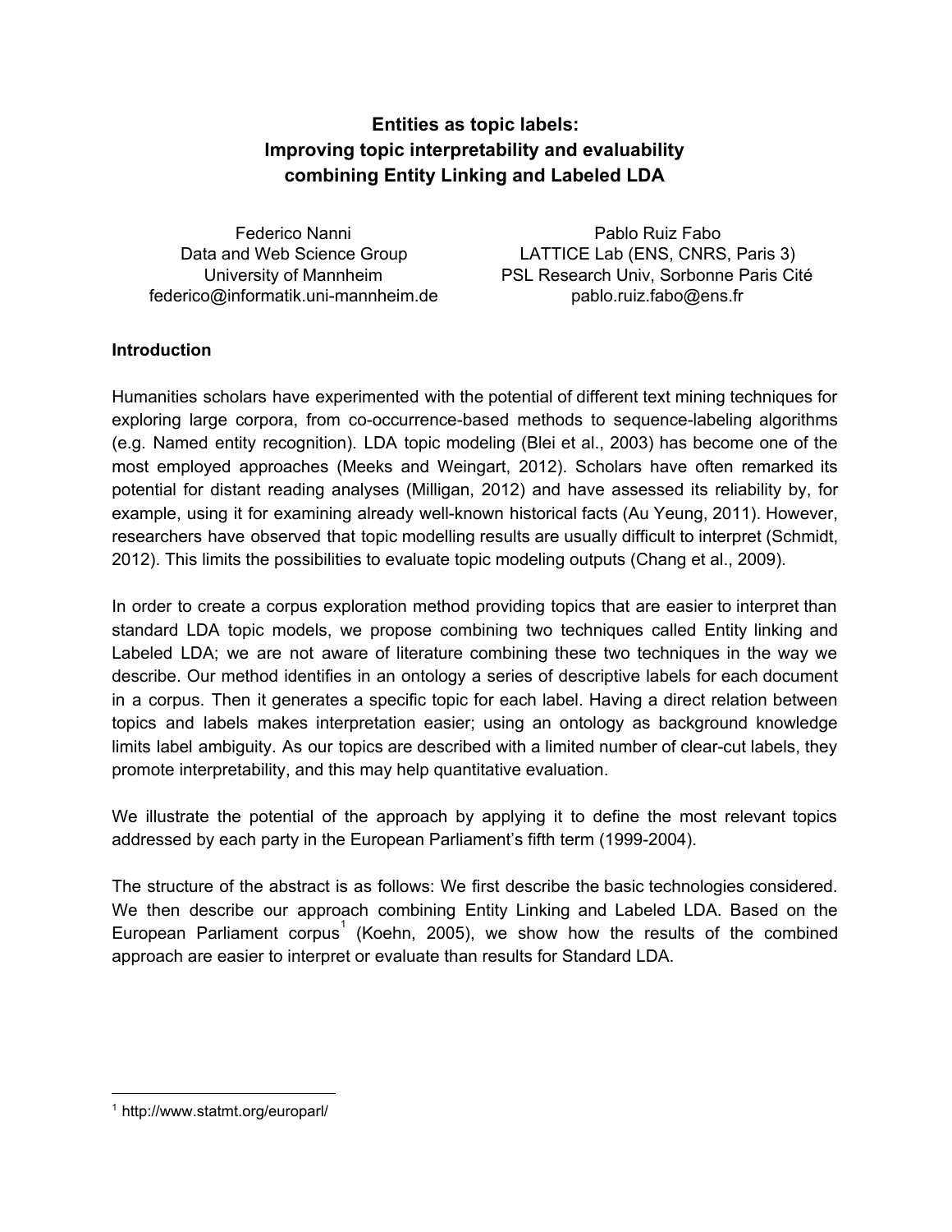# Entities as topic labels:
# Improving topic interpretability and evaluability combining Entity Linking and Labeled LDA

Federico Nanni
Data and Web Science Group
University of Mannheim
federico@informatik.uni-mannheim.de

Pablo Ruiz Fabo
LATTICE Lab (ENS, CNRS, Paris 3)
PSL Research Univ, Sorbonne Paris Cité
pablo.ruiz.fabo@ens.fr

## Introduction

Humanities scholars have experimented with the potential of different text mining techniques for exploring large corpora, from co-occurrence-based methods to sequence-labeling algorithms (e.g. Named entity recognition). LDA topic modeling (Blei et al., 2003) has become one of the most employed approaches (Meeks and Weingart, 2012). Scholars have often remarked its potential for distant reading analyses (Milligan, 2012) and have assessed its reliability by, for example, using it for examining already well-known historical facts (Au Yeung, 2011). However, researchers have observed that topic modelling results are usually difficult to interpret (Schmidt, 2012). This limits the possibilities to evaluate topic modeling outputs (Chang et al., 2009).

In order to create a corpus exploration method providing topics that are easier to interpret than standard LDA topic models, we propose combining two techniques called Entity linking and Labeled LDA; we are not aware of literature combining these two techniques in the way we describe. Our method identifies in an ontology a series of descriptive labels for each document in a corpus. Then it generates a specific topic for each label. Having a direct relation between topics and labels makes interpretation easier; using an ontology as background knowledge limits label ambiguity. As our topics are described with a limited number of clear-cut labels, they promote interpretability, and this may help quantitative evaluation.

We illustrate the potential of the approach by applying it to define the most relevant topics addressed by each party in the European Parliament's fifth term (1999-2004).

The structure of the abstract is as follows: We first describe the basic technologies considered. We then describe our approach combining Entity Linking and Labeled LDA. Based on the European Parliament corpus[1] (Koehn, 2005), we show how the results of the combined approach are easier to interpret or evaluate than results for Standard LDA.

---

[1] http://www.statmt.org/europarl/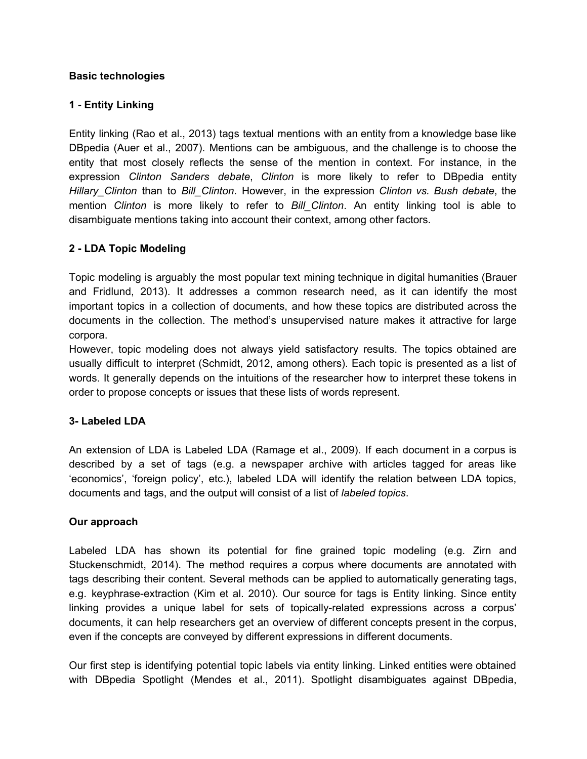**Basic technologies**

**1 - Entity Linking**

Entity linking (Rao et al., 2013) tags textual mentions with an entity from a knowledge base like DBpedia (Auer et al., 2007). Mentions can be ambiguous, and the challenge is to choose the entity that most closely reflects the sense of the mention in context. For instance, in the expression *Clinton Sanders debate*, *Clinton* is more likely to refer to DBpedia entity *Hillary_Clinton* than to *Bill_Clinton*. However, in the expression *Clinton vs. Bush debate*, the mention *Clinton* is more likely to refer to *Bill_Clinton*. An entity linking tool is able to disambiguate mentions taking into account their context, among other factors.

**2 - LDA Topic Modeling**

Topic modeling is arguably the most popular text mining technique in digital humanities (Brauer and Fridlund, 2013). It addresses a common research need, as it can identify the most important topics in a collection of documents, and how these topics are distributed across the documents in the collection. The method's unsupervised nature makes it attractive for large corpora.
However, topic modeling does not always yield satisfactory results. The topics obtained are usually difficult to interpret (Schmidt, 2012, among others). Each topic is presented as a list of words. It generally depends on the intuitions of the researcher how to interpret these tokens in order to propose concepts or issues that these lists of words represent.

**3- Labeled LDA**

An extension of LDA is Labeled LDA (Ramage et al., 2009). If each document in a corpus is described by a set of tags (e.g. a newspaper archive with articles tagged for areas like 'economics', 'foreign policy', etc.), labeled LDA will identify the relation between LDA topics, documents and tags, and the output will consist of a list of *labeled topics*.

**Our approach**

Labeled LDA has shown its potential for fine grained topic modeling (e.g. Zirn and Stuckenschmidt, 2014). The method requires a corpus where documents are annotated with tags describing their content. Several methods can be applied to automatically generating tags, e.g. keyphrase-extraction (Kim et al. 2010). Our source for tags is Entity linking. Since entity linking provides a unique label for sets of topically-related expressions across a corpus' documents, it can help researchers get an overview of different concepts present in the corpus, even if the concepts are conveyed by different expressions in different documents.

Our first step is identifying potential topic labels via entity linking. Linked entities were obtained with DBpedia Spotlight (Mendes et al., 2011). Spotlight disambiguates against DBpedia,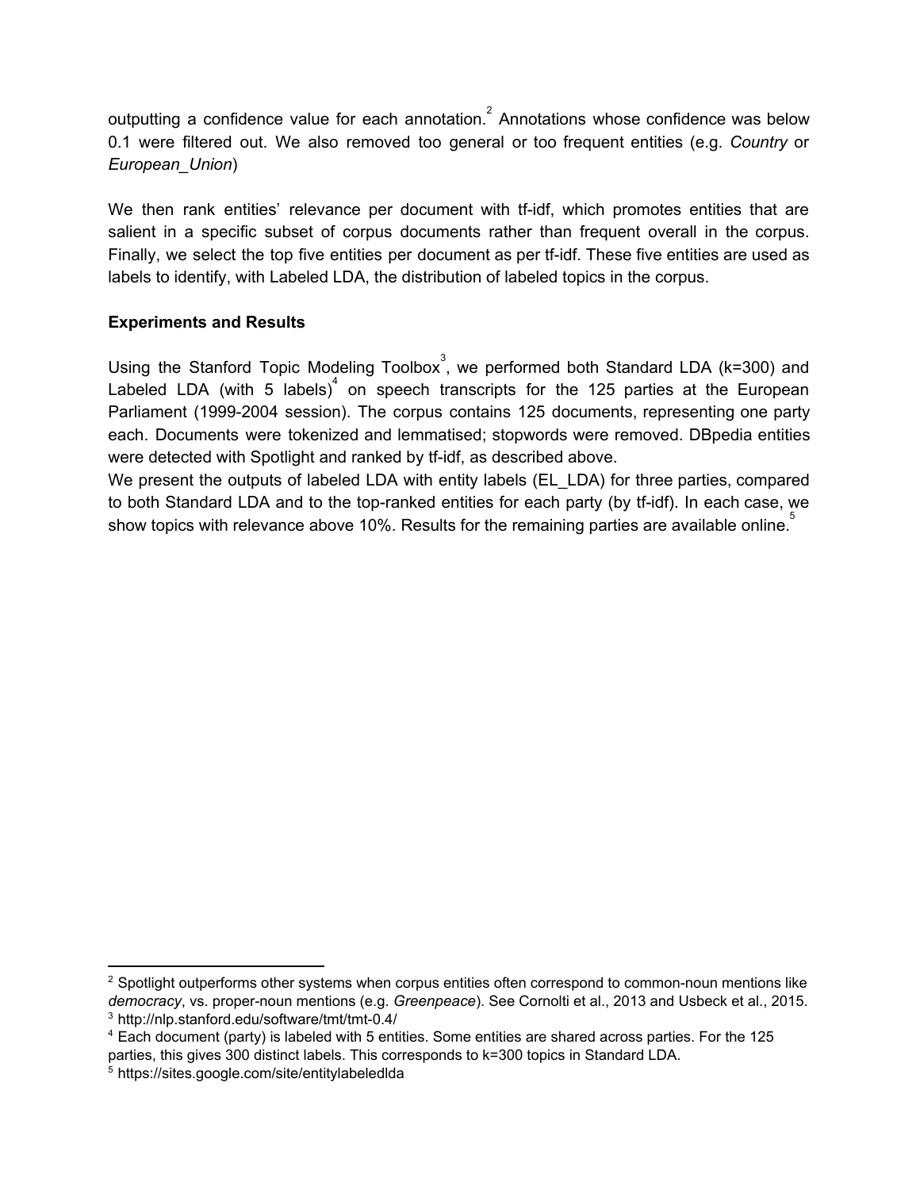outputting a confidence value for each annotation.[2] Annotations whose confidence was below 0.1 were filtered out. We also removed too general or too frequent entities (e.g. *Country* or *European_Union*)

We then rank entities' relevance per document with tf-idf, which promotes entities that are salient in a specific subset of corpus documents rather than frequent overall in the corpus. Finally, we select the top five entities per document as per tf-idf. These five entities are used as labels to identify, with Labeled LDA, the distribution of labeled topics in the corpus.

**Experiments and Results**

Using the Stanford Topic Modeling Toolbox[3], we performed both Standard LDA (k=300) and Labeled LDA (with 5 labels)[4] on speech transcripts for the 125 parties at the European Parliament (1999-2004 session). The corpus contains 125 documents, representing one party each. Documents were tokenized and lemmatised; stopwords were removed. DBpedia entities were detected with Spotlight and ranked by tf-idf, as described above.
We present the outputs of labeled LDA with entity labels (EL_LDA) for three parties, compared to both Standard LDA and to the top-ranked entities for each party (by tf-idf). In each case, we show topics with relevance above 10%. Results for the remaining parties are available online.[5]

---

[2] Spotlight outperforms other systems when corpus entities often correspond to common-noun mentions like *democracy*, vs. proper-noun mentions (e.g. *Greenpeace*). See Cornolti et al., 2013 and Usbeck et al., 2015.
[3] http://nlp.stanford.edu/software/tmt/tmt-0.4/
[4] Each document (party) is labeled with 5 entities. Some entities are shared across parties. For the 125 parties, this gives 300 distinct labels. This corresponds to k=300 topics in Standard LDA.
[5] https://sites.google.com/site/entitylabeledlda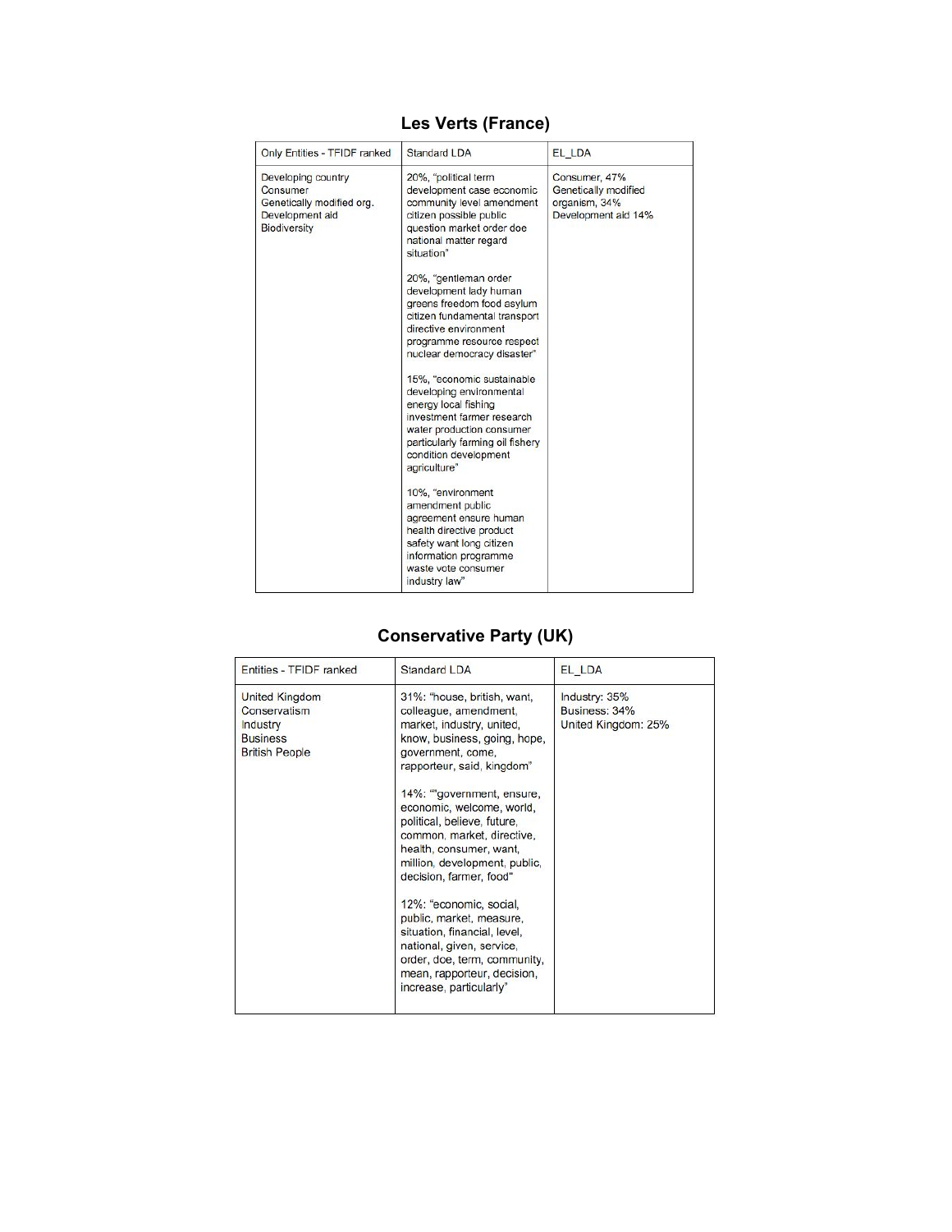## Les Verts (France)

| Only Entities - TFIDF ranked | Standard LDA | EL_LDA |
|---|---|---|
| Developing country<br>Consumer<br>Genetically modified org.<br>Development aid<br>Biodiversity | 20%, "political term development case economic community level amendment citizen possible public question market order doe national matter regard situation"<br><br>20%, "gentleman order development lady human greens freedom food asylum citizen fundamental transport directive environment programme resource respect nuclear democracy disaster"<br><br>15%, "economic sustainable developing environmental energy local fishing investment farmer research water production consumer particularly farming oil fishery condition development agriculture"<br><br>10%, "environment amendment public agreement ensure human health directive product safety want long citizen information programme waste vote consumer industry law" | Consumer, 47%<br>Genetically modified organism, 34%<br>Development aid 14% |

## Conservative Party (UK)

| Entities - TFIDF ranked | Standard LDA | EL_LDA |
|---|---|---|
| United Kingdom<br>Conservatism<br>Industry<br>Business<br>British People | 31%: "house, british, want, colleague, amendment, market, industry, united, know, business, going, hope, government, come, rapporteur, said, kingdom"<br><br>14%: ""government, ensure, economic, welcome, world, political, believe, future, common, market, directive, health, consumer, want, million, development, public, decision, farmer, food"<br><br>12%: "economic, social, public, market, measure, situation, financial, level, national, given, service, order, doe, term, community, mean, rapporteur, decision, increase, particularly" | Industry: 35%<br>Business: 34%<br>United Kingdom: 25% |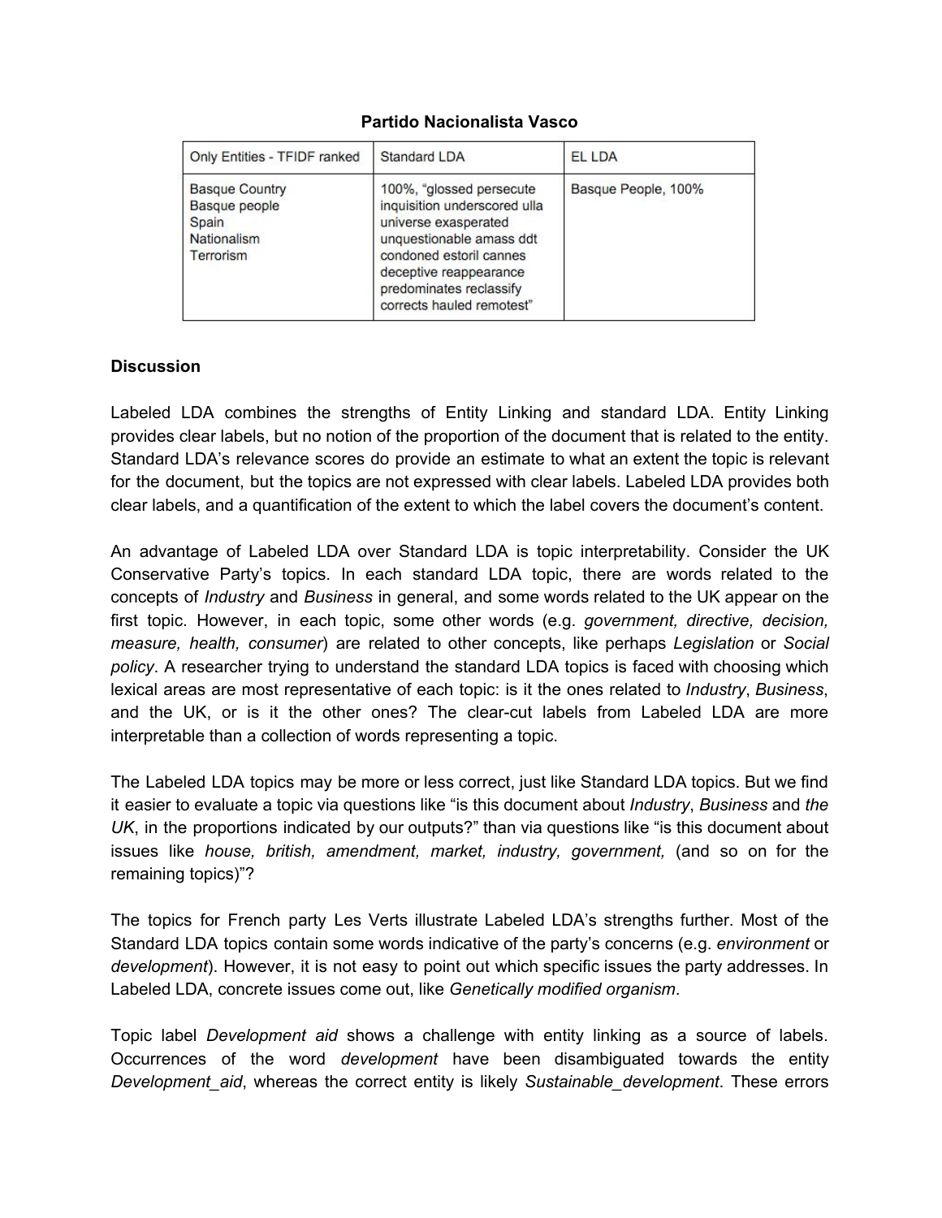**Partido Nacionalista Vasco**

| Only Entities - TFIDF ranked | Standard LDA | EL LDA |
|---|---|---|
| Basque Country<br>Basque people<br>Spain<br>Nationalism<br>Terrorism | 100%, "glossed persecute inquisition underscored ulla universe exasperated unquestionable amass ddt condoned estoril cannes deceptive reappearance predominates reclassify corrects hauled remotest" | Basque People, 100% |

**Discussion**

Labeled LDA combines the strengths of Entity Linking and standard LDA. Entity Linking provides clear labels, but no notion of the proportion of the document that is related to the entity. Standard LDA's relevance scores do provide an estimate to what an extent the topic is relevant for the document, but the topics are not expressed with clear labels. Labeled LDA provides both clear labels, and a quantification of the extent to which the label covers the document's content.

An advantage of Labeled LDA over Standard LDA is topic interpretability. Consider the UK Conservative Party's topics. In each standard LDA topic, there are words related to the concepts of *Industry* and *Business* in general, and some words related to the UK appear on the first topic. However, in each topic, some other words (e.g. *government, directive, decision, measure, health, consumer*) are related to other concepts, like perhaps *Legislation* or *Social policy*. A researcher trying to understand the standard LDA topics is faced with choosing which lexical areas are most representative of each topic: is it the ones related to *Industry*, *Business*, and the UK, or is it the other ones? The clear-cut labels from Labeled LDA are more interpretable than a collection of words representing a topic.

The Labeled LDA topics may be more or less correct, just like Standard LDA topics. But we find it easier to evaluate a topic via questions like "is this document about *Industry*, *Business* and *the UK*, in the proportions indicated by our outputs?" than via questions like "is this document about issues like *house, british, amendment, market, industry, government,* (and so on for the remaining topics)"?

The topics for French party Les Verts illustrate Labeled LDA's strengths further. Most of the Standard LDA topics contain some words indicative of the party's concerns (e.g. *environment* or *development*). However, it is not easy to point out which specific issues the party addresses. In Labeled LDA, concrete issues come out, like *Genetically modified organism*.

Topic label *Development aid* shows a challenge with entity linking as a source of labels. Occurrences of the word *development* have been disambiguated towards the entity *Development_aid*, whereas the correct entity is likely *Sustainable_development*. These errors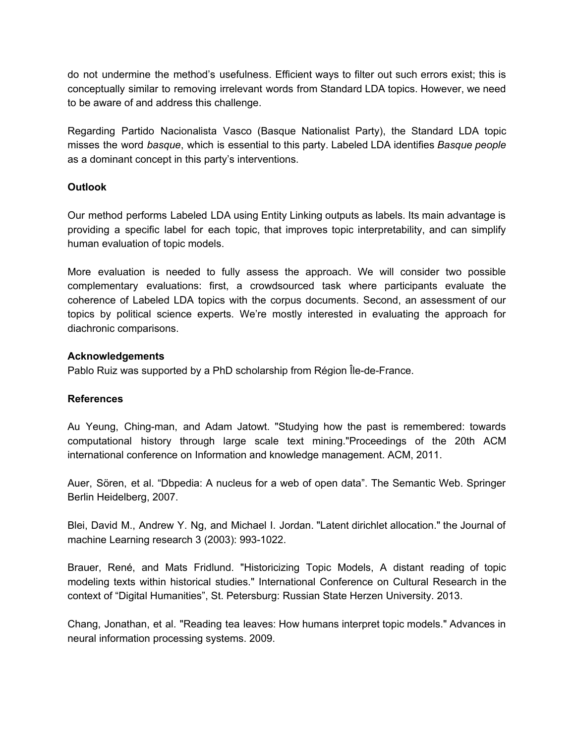do not undermine the method's usefulness. Efficient ways to filter out such errors exist; this is conceptually similar to removing irrelevant words from Standard LDA topics. However, we need to be aware of and address this challenge.

Regarding Partido Nacionalista Vasco (Basque Nationalist Party), the Standard LDA topic misses the word *basque*, which is essential to this party. Labeled LDA identifies *Basque people* as a dominant concept in this party's interventions.

**Outlook**

Our method performs Labeled LDA using Entity Linking outputs as labels. Its main advantage is providing a specific label for each topic, that improves topic interpretability, and can simplify human evaluation of topic models.

More evaluation is needed to fully assess the approach. We will consider two possible complementary evaluations: first, a crowdsourced task where participants evaluate the coherence of Labeled LDA topics with the corpus documents. Second, an assessment of our topics by political science experts. We're mostly interested in evaluating the approach for diachronic comparisons.

**Acknowledgements**

Pablo Ruiz was supported by a PhD scholarship from Région Île-de-France.

**References**

Au Yeung, Ching-man, and Adam Jatowt. "Studying how the past is remembered: towards computational history through large scale text mining."Proceedings of the 20th ACM international conference on Information and knowledge management. ACM, 2011.

Auer, Sören, et al. "Dbpedia: A nucleus for a web of open data". The Semantic Web. Springer Berlin Heidelberg, 2007.

Blei, David M., Andrew Y. Ng, and Michael I. Jordan. "Latent dirichlet allocation." the Journal of machine Learning research 3 (2003): 993-1022.

Brauer, René, and Mats Fridlund. "Historicizing Topic Models, A distant reading of topic modeling texts within historical studies." International Conference on Cultural Research in the context of "Digital Humanities", St. Petersburg: Russian State Herzen University. 2013.

Chang, Jonathan, et al. "Reading tea leaves: How humans interpret topic models." Advances in neural information processing systems. 2009.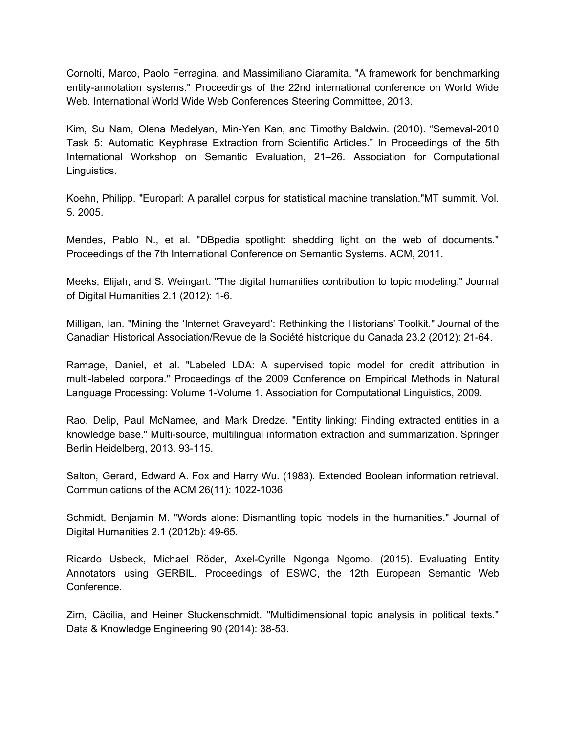Cornolti, Marco, Paolo Ferragina, and Massimiliano Ciaramita. "A framework for benchmarking entity-annotation systems." Proceedings of the 22nd international conference on World Wide Web. International World Wide Web Conferences Steering Committee, 2013.

Kim, Su Nam, Olena Medelyan, Min-Yen Kan, and Timothy Baldwin. (2010). “Semeval-2010 Task 5: Automatic Keyphrase Extraction from Scientific Articles.” In Proceedings of the 5th International Workshop on Semantic Evaluation, 21–26. Association for Computational Linguistics.

Koehn, Philipp. "Europarl: A parallel corpus for statistical machine translation."MT summit. Vol. 5. 2005.

Mendes, Pablo N., et al. "DBpedia spotlight: shedding light on the web of documents." Proceedings of the 7th International Conference on Semantic Systems. ACM, 2011.

Meeks, Elijah, and S. Weingart. "The digital humanities contribution to topic modeling." Journal of Digital Humanities 2.1 (2012): 1-6.

Milligan, Ian. "Mining the ‘Internet Graveyard’: Rethinking the Historians’ Toolkit." Journal of the Canadian Historical Association/Revue de la Société historique du Canada 23.2 (2012): 21-64.

Ramage, Daniel, et al. "Labeled LDA: A supervised topic model for credit attribution in multi-labeled corpora." Proceedings of the 2009 Conference on Empirical Methods in Natural Language Processing: Volume 1-Volume 1. Association for Computational Linguistics, 2009.

Rao, Delip, Paul McNamee, and Mark Dredze. "Entity linking: Finding extracted entities in a knowledge base." Multi-source, multilingual information extraction and summarization. Springer Berlin Heidelberg, 2013. 93-115.

Salton, Gerard, Edward A. Fox and Harry Wu. (1983). Extended Boolean information retrieval. Communications of the ACM 26(11): 1022-1036

Schmidt, Benjamin M. "Words alone: Dismantling topic models in the humanities." Journal of Digital Humanities 2.1 (2012b): 49-65.

Ricardo Usbeck, Michael Röder, Axel-Cyrille Ngonga Ngomo. (2015). Evaluating Entity Annotators using GERBIL. Proceedings of ESWC, the 12th European Semantic Web Conference.

Zirn, Cäcilia, and Heiner Stuckenschmidt. "Multidimensional topic analysis in political texts." Data & Knowledge Engineering 90 (2014): 38-53.